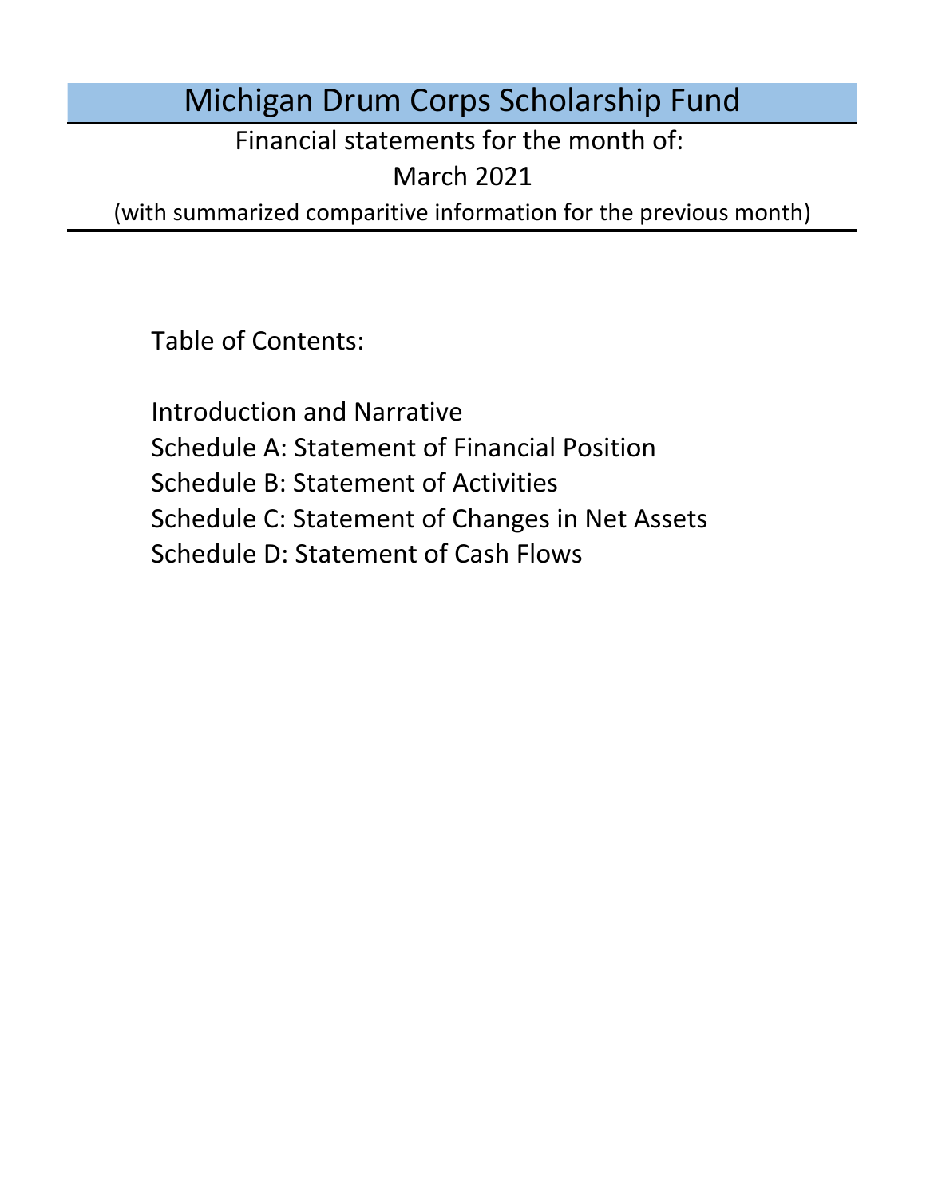# Michigan Drum Corps Scholarship Fund

Financial statements for the month of:

March 2021

(with summarized comparitive information for the previous month)

Table of Contents:

- Introduction and Narrative
- Schedule A: Statement of Financial Position
- Schedule B: Statement of Activities
- Schedule C: Statement of Changes in Net Assets
- Schedule D: Statement of Cash Flows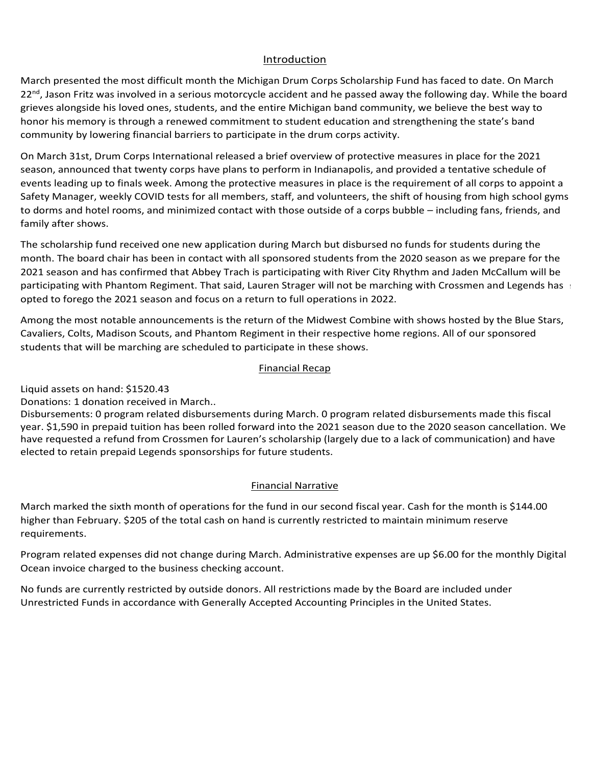## Introduction

March presented the most difficult month the Michigan Drum Corps Scholarship Fund has faced to date. On March 22nd, Jason Fritz was involved in a serious motorcycle accident and he passed away the following day. While the board grieves alongside his loved ones, students, and the entire Michigan band community, we believe the best way to honor his memory is through a renewed commitment to student education and strengthening the state's band community by lowering financial barriers to participate in the drum corps activity.

On March 31st, Drum Corps International released a brief overview of protective measures in place for the 2021 season, announced that twenty corps have plans to perform in Indianapolis, and provided a tentative schedule of events leading up to finals week. Among the protective measures in place is the requirement of all corps to appoint a Safety Manager, weekly COVID tests for all members, staff, and volunteers, the shift of housing from high school gyms to dorms and hotel rooms, and minimized contact with those outside of a corps bubble – including fans, friends, and family after shows.

The scholarship fund received one new application during March but disbursed no funds for students during the month. The board chair has been in contact with all sponsored students from the 2020 season as we prepare for the 2021 season and has confirmed that Abbey Trach is participating with River City Rhythm and Jaden McCallum will be participating with Phantom Regiment. That said, Lauren Strager will not be marching with Crossmen and Legends has opted to forego the 2021 season and focus on a return to full operations in 2022.

Among the most notable announcements is the return of the Midwest Combine with shows hosted by the Blue Stars, Cavaliers, Colts, Madison Scouts, and Phantom Regiment in their respective home regions. All of our sponsored students that will be marching are scheduled to participate in these shows.

## Financial Recap

Liquid assets on hand: $1520.43
Donations: 1 donation received in March..
Disbursements: 0 program related disbursements during March. 0 program related disbursements made this fiscal year. $1,590 in prepaid tuition has been rolled forward into the 2021 season due to the 2020 season cancellation. We have requested a refund from Crossmen for Lauren's scholarship (largely due to a lack of communication) and have elected to retain prepaid Legends sponsorships for future students.

## Financial Narrative

March marked the sixth month of operations for the fund in our second fiscal year. Cash for the month is $144.00 higher than February. $205 of the total cash on hand is currently restricted to maintain minimum reserve requirements.

Program related expenses did not change during March. Administrative expenses are up $6.00 for the monthly Digital Ocean invoice charged to the business checking account.

No funds are currently restricted by outside donors. All restrictions made by the Board are included under Unrestricted Funds in accordance with Generally Accepted Accounting Principles in the United States.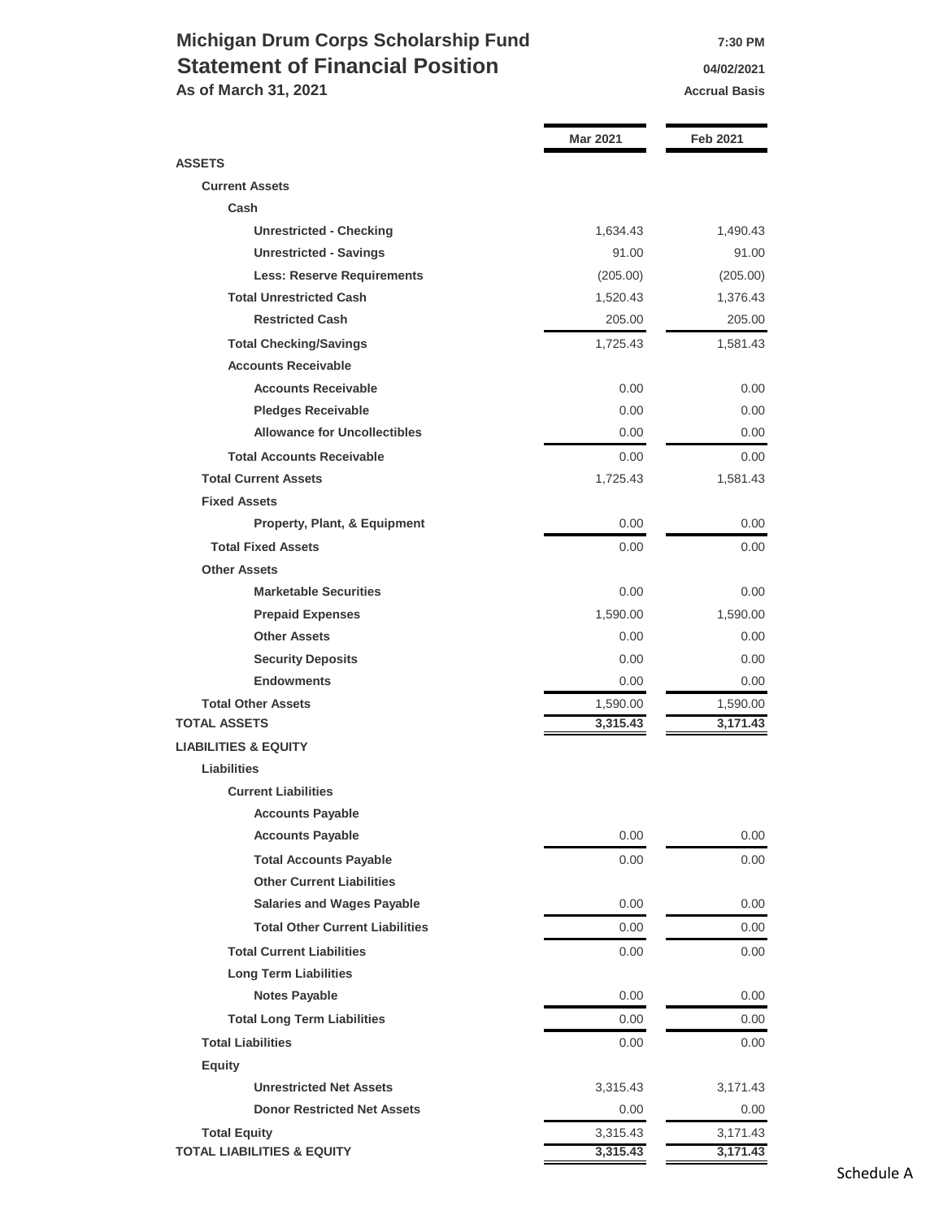# Michigan Drum Corps Scholarship Fund

## Statement of Financial Position

**As of March 31, 2021**

7:30 PM
04/02/2021
Accrual Basis

| | Mar 2021 | Feb 2021 |
|---|---|---|
| **ASSETS** | | |
| **Current Assets** | | |
| **Cash** | | |
| **Unrestricted - Checking** | 1,634.43 | 1,490.43 |
| **Unrestricted - Savings** | 91.00 | 91.00 |
| **Less: Reserve Requirements** | (205.00) | (205.00) |
| **Total Unrestricted Cash** | 1,520.43 | 1,376.43 |
| **Restricted Cash** | 205.00 | 205.00 |
| **Total Checking/Savings** | 1,725.43 | 1,581.43 |
| **Accounts Receivable** | | |
| **Accounts Receivable** | 0.00 | 0.00 |
| **Pledges Receivable** | 0.00 | 0.00 |
| **Allowance for Uncollectibles** | 0.00 | 0.00 |
| **Total Accounts Receivable** | 0.00 | 0.00 |
| **Total Current Assets** | 1,725.43 | 1,581.43 |
| **Fixed Assets** | | |
| **Property, Plant, & Equipment** | 0.00 | 0.00 |
| **Total Fixed Assets** | 0.00 | 0.00 |
| **Other Assets** | | |
| **Marketable Securities** | 0.00 | 0.00 |
| **Prepaid Expenses** | 1,590.00 | 1,590.00 |
| **Other Assets** | 0.00 | 0.00 |
| **Security Deposits** | 0.00 | 0.00 |
| **Endowments** | 0.00 | 0.00 |
| **Total Other Assets** | 1,590.00 | 1,590.00 |
| **TOTAL ASSETS** | **3,315.43** | **3,171.43** |
| **LIABILITIES & EQUITY** | | |
| **Liabilities** | | |
| **Current Liabilities** | | |
| **Accounts Payable** | | |
| **Accounts Payable** | 0.00 | 0.00 |
| **Total Accounts Payable** | 0.00 | 0.00 |
| **Other Current Liabilities** | | |
| **Salaries and Wages Payable** | 0.00 | 0.00 |
| **Total Other Current Liabilities** | 0.00 | 0.00 |
| **Total Current Liabilities** | 0.00 | 0.00 |
| **Long Term Liabilities** | | |
| **Notes Payable** | 0.00 | 0.00 |
| **Total Long Term Liabilities** | 0.00 | 0.00 |
| **Total Liabilities** | 0.00 | 0.00 |
| **Equity** | | |
| **Unrestricted Net Assets** | 3,315.43 | 3,171.43 |
| **Donor Restricted Net Assets** | 0.00 | 0.00 |
| **Total Equity** | 3,315.43 | 3,171.43 |
| **TOTAL LIABILITIES & EQUITY** | **3,315.43** | **3,171.43** |

Schedule A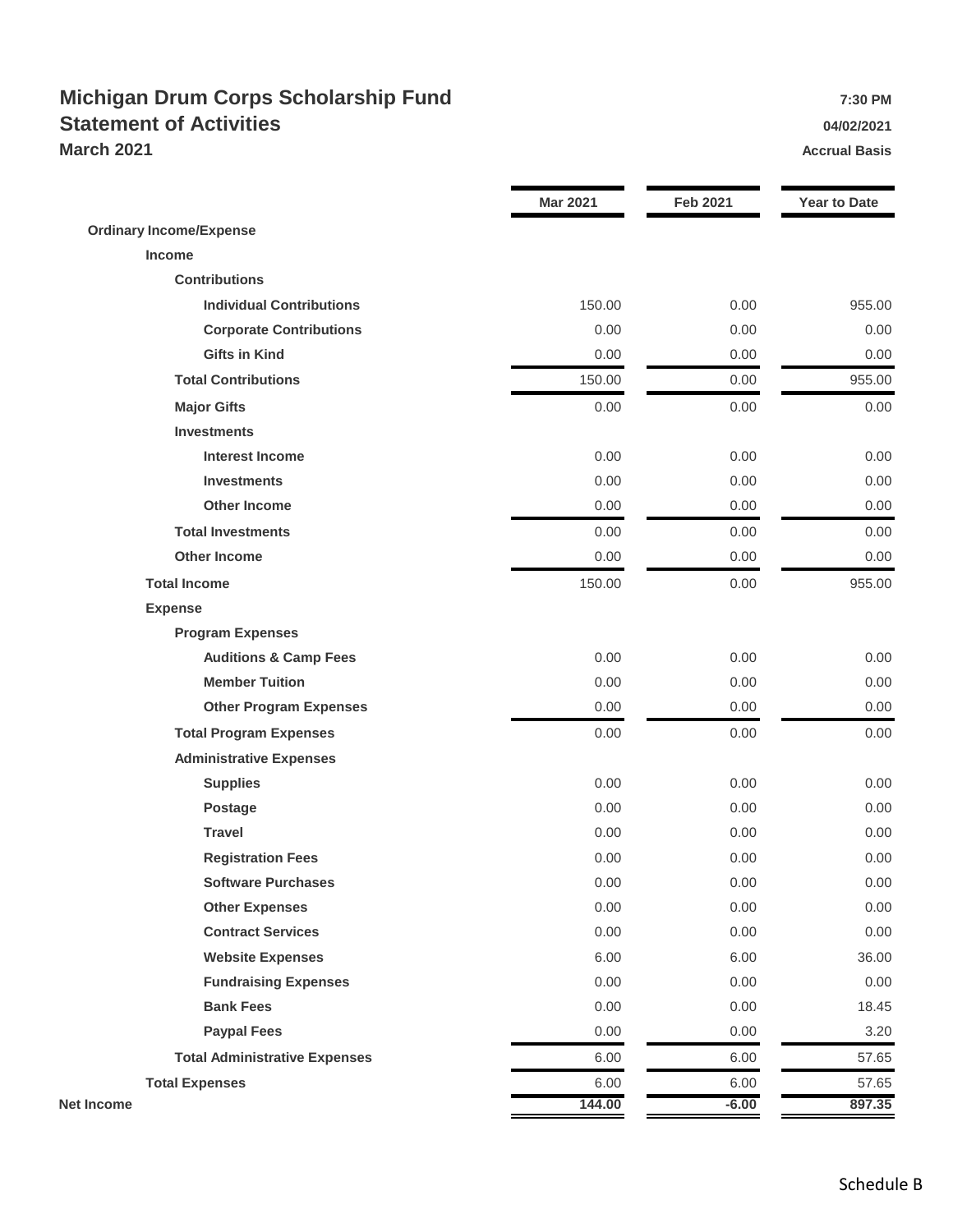# Michigan Drum Corps Scholarship Fund

## Statement of Activities

### March 2021

7:30 PM
04/02/2021
Accrual Basis

| | Mar 2021 | Feb 2021 | Year to Date |
|---|---|---|---|
| **Ordinary Income/Expense** | | | |
| **Income** | | | |
| **Contributions** | | | |
| **Individual Contributions** | 150.00 | 0.00 | 955.00 |
| **Corporate Contributions** | 0.00 | 0.00 | 0.00 |
| **Gifts in Kind** | 0.00 | 0.00 | 0.00 |
| **Total Contributions** | 150.00 | 0.00 | 955.00 |
| **Major Gifts** | 0.00 | 0.00 | 0.00 |
| **Investments** | | | |
| **Interest Income** | 0.00 | 0.00 | 0.00 |
| **Investments** | 0.00 | 0.00 | 0.00 |
| **Other Income** | 0.00 | 0.00 | 0.00 |
| **Total Investments** | 0.00 | 0.00 | 0.00 |
| **Other Income** | 0.00 | 0.00 | 0.00 |
| **Total Income** | 150.00 | 0.00 | 955.00 |
| **Expense** | | | |
| **Program Expenses** | | | |
| **Auditions & Camp Fees** | 0.00 | 0.00 | 0.00 |
| **Member Tuition** | 0.00 | 0.00 | 0.00 |
| **Other Program Expenses** | 0.00 | 0.00 | 0.00 |
| **Total Program Expenses** | 0.00 | 0.00 | 0.00 |
| **Administrative Expenses** | | | |
| **Supplies** | 0.00 | 0.00 | 0.00 |
| **Postage** | 0.00 | 0.00 | 0.00 |
| **Travel** | 0.00 | 0.00 | 0.00 |
| **Registration Fees** | 0.00 | 0.00 | 0.00 |
| **Software Purchases** | 0.00 | 0.00 | 0.00 |
| **Other Expenses** | 0.00 | 0.00 | 0.00 |
| **Contract Services** | 0.00 | 0.00 | 0.00 |
| **Website Expenses** | 6.00 | 6.00 | 36.00 |
| **Fundraising Expenses** | 0.00 | 0.00 | 0.00 |
| **Bank Fees** | 0.00 | 0.00 | 18.45 |
| **Paypal Fees** | 0.00 | 0.00 | 3.20 |
| **Total Administrative Expenses** | 6.00 | 6.00 | 57.65 |
| **Total Expenses** | 6.00 | 6.00 | 57.65 |
| **Net Income** | **144.00** | **-6.00** | **897.35** |

Schedule B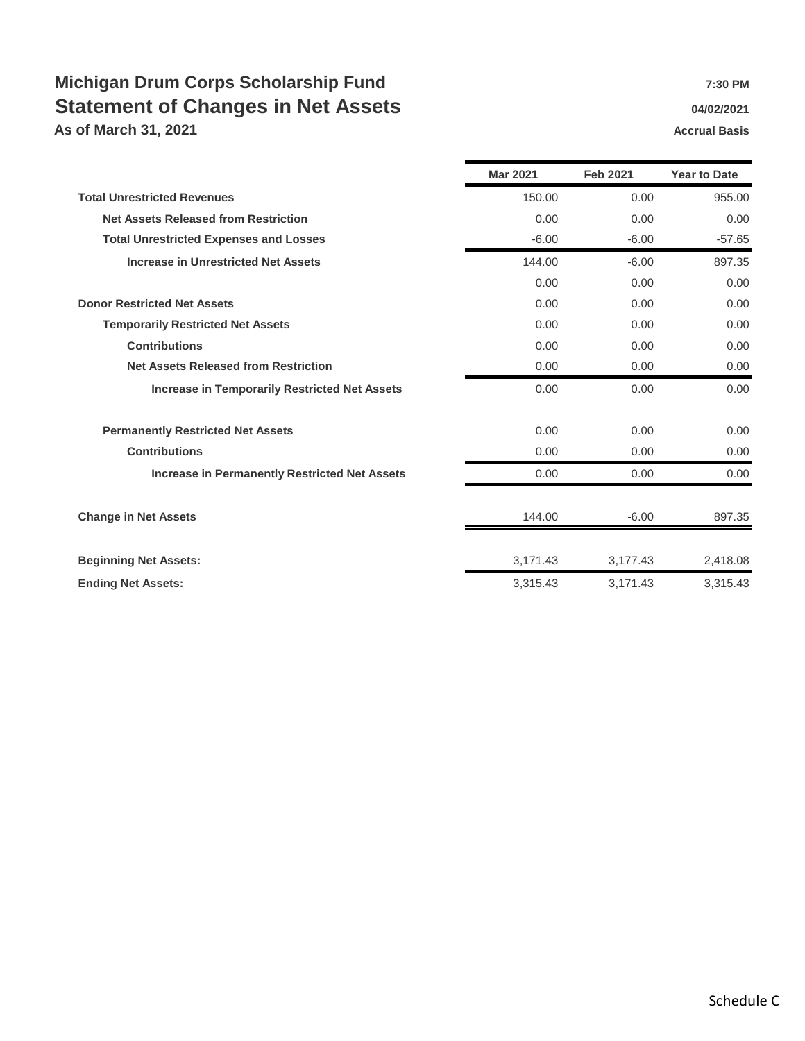# Michigan Drum Corps Scholarship Fund

## Statement of Changes in Net Assets

### As of March 31, 2021

7:30 PM
04/02/2021
Accrual Basis

| | Mar 2021 | Feb 2021 | Year to Date |
|---|---|---|---|
| **Total Unrestricted Revenues** | 150.00 | 0.00 | 955.00 |
| **Net Assets Released from Restriction** | 0.00 | 0.00 | 0.00 |
| **Total Unrestricted Expenses and Losses** | -6.00 | -6.00 | -57.65 |
| **Increase in Unrestricted Net Assets** | 144.00 | -6.00 | 897.35 |
| | 0.00 | 0.00 | 0.00 |
| **Donor Restricted Net Assets** | 0.00 | 0.00 | 0.00 |
| **Temporarily Restricted Net Assets** | 0.00 | 0.00 | 0.00 |
| **Contributions** | 0.00 | 0.00 | 0.00 |
| **Net Assets Released from Restriction** | 0.00 | 0.00 | 0.00 |
| **Increase in Temporarily Restricted Net Assets** | 0.00 | 0.00 | 0.00 |
| **Permanently Restricted Net Assets** | 0.00 | 0.00 | 0.00 |
| **Contributions** | 0.00 | 0.00 | 0.00 |
| **Increase in Permanently Restricted Net Assets** | 0.00 | 0.00 | 0.00 |
| **Change in Net Assets** | 144.00 | -6.00 | 897.35 |
| **Beginning Net Assets:** | 3,171.43 | 3,177.43 | 2,418.08 |
| **Ending Net Assets:** | 3,315.43 | 3,171.43 | 3,315.43 |

Schedule C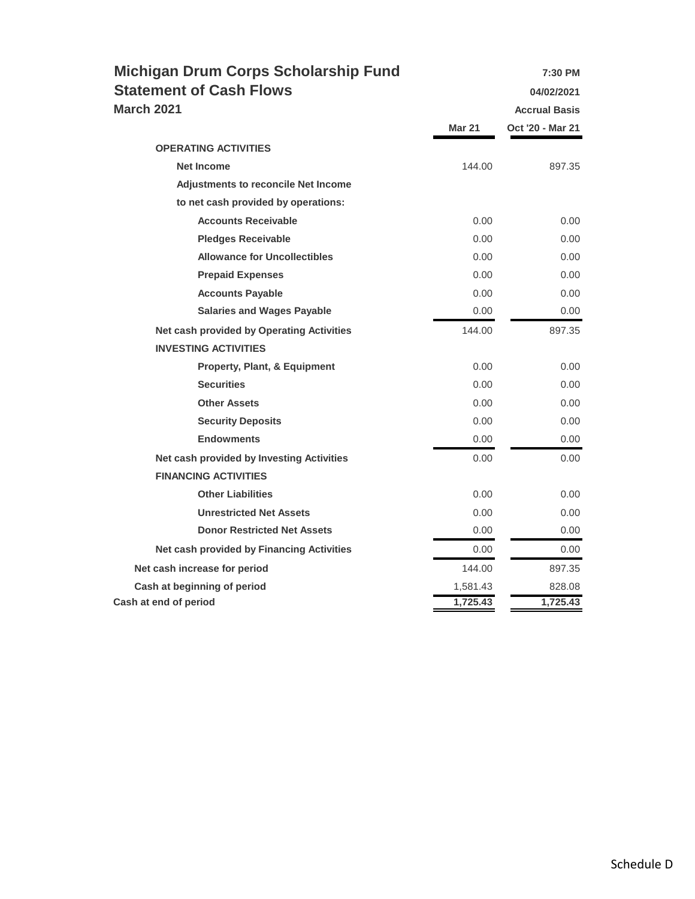# Michigan Drum Corps Scholarship Fund

## Statement of Cash Flows

### March 2021

7:30 PM
04/02/2021
Accrual Basis

| | Mar 21 | Oct '20 - Mar 21 |
|---|---|---|
| **OPERATING ACTIVITIES** | | |
| **Net Income** | 144.00 | 897.35 |
| **Adjustments to reconcile Net Income** | | |
| **to net cash provided by operations:** | | |
| **Accounts Receivable** | 0.00 | 0.00 |
| **Pledges Receivable** | 0.00 | 0.00 |
| **Allowance for Uncollectibles** | 0.00 | 0.00 |
| **Prepaid Expenses** | 0.00 | 0.00 |
| **Accounts Payable** | 0.00 | 0.00 |
| **Salaries and Wages Payable** | 0.00 | 0.00 |
| **Net cash provided by Operating Activities** | 144.00 | 897.35 |
| **INVESTING ACTIVITIES** | | |
| **Property, Plant, & Equipment** | 0.00 | 0.00 |
| **Securities** | 0.00 | 0.00 |
| **Other Assets** | 0.00 | 0.00 |
| **Security Deposits** | 0.00 | 0.00 |
| **Endowments** | 0.00 | 0.00 |
| **Net cash provided by Investing Activities** | 0.00 | 0.00 |
| **FINANCING ACTIVITIES** | | |
| **Other Liabilities** | 0.00 | 0.00 |
| **Unrestricted Net Assets** | 0.00 | 0.00 |
| **Donor Restricted Net Assets** | 0.00 | 0.00 |
| **Net cash provided by Financing Activities** | 0.00 | 0.00 |
| **Net cash increase for period** | 144.00 | 897.35 |
| **Cash at beginning of period** | 1,581.43 | 828.08 |
| **Cash at end of period** | **1,725.43** | **1,725.43** |

Schedule D